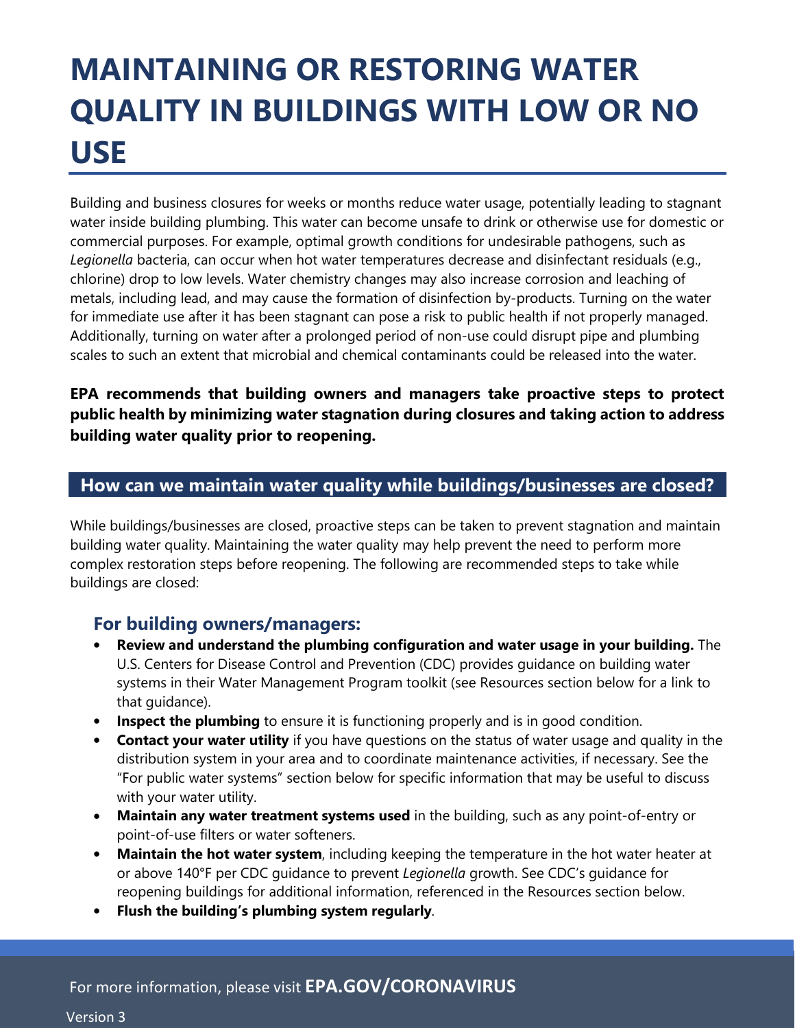# MAINTAINING OR RESTORING WATER QUALITY IN BUILDINGS WITH LOW OR NO USE

Building and business closures for weeks or months reduce water usage, potentially leading to stagnant water inside building plumbing. This water can become unsafe to drink or otherwise use for domestic or commercial purposes. For example, optimal growth conditions for undesirable pathogens, such as *Legionella* bacteria, can occur when hot water temperatures decrease and disinfectant residuals (e.g., chlorine) drop to low levels. Water chemistry changes may also increase corrosion and leaching of metals, including lead, and may cause the formation of disinfection by-products. Turning on the water for immediate use after it has been stagnant can pose a risk to public health if not properly managed. Additionally, turning on water after a prolonged period of non-use could disrupt pipe and plumbing scales to such an extent that microbial and chemical contaminants could be released into the water.

**EPA recommends that building owners and managers take proactive steps to protect public health by minimizing water stagnation during closures and taking action to address building water quality prior to reopening.**

## How can we maintain water quality while buildings/businesses are closed?

While buildings/businesses are closed, proactive steps can be taken to prevent stagnation and maintain building water quality. Maintaining the water quality may help prevent the need to perform more complex restoration steps before reopening. The following are recommended steps to take while buildings are closed:

### For building owners/managers:

- **Review and understand the plumbing configuration and water usage in your building.** The U.S. Centers for Disease Control and Prevention (CDC) provides guidance on building water systems in their Water Management Program toolkit (see Resources section below for a link to that guidance).
- **Inspect the plumbing** to ensure it is functioning properly and is in good condition.
- **Contact your water utility** if you have questions on the status of water usage and quality in the distribution system in your area and to coordinate maintenance activities, if necessary. See the "For public water systems" section below for specific information that may be useful to discuss with your water utility.
- **Maintain any water treatment systems used** in the building, such as any point-of-entry or point-of-use filters or water softeners.
- **Maintain the hot water system**, including keeping the temperature in the hot water heater at or above 140°F per CDC guidance to prevent *Legionella* growth. See CDC's guidance for reopening buildings for additional information, referenced in the Resources section below.
- **Flush the building's plumbing system regularly**.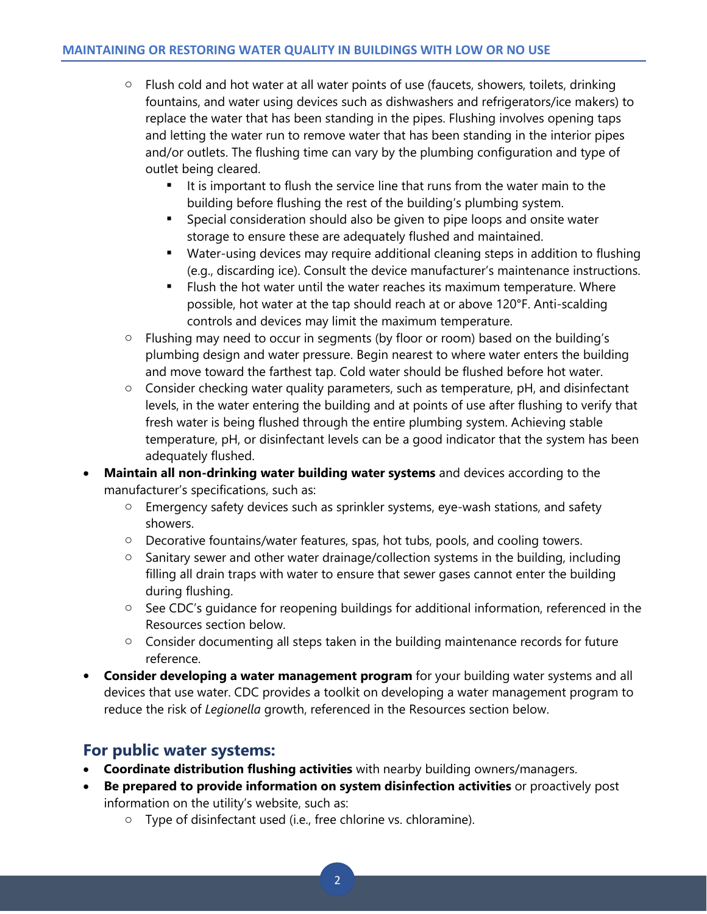- Flush cold and hot water at all water points of use (faucets, showers, toilets, drinking fountains, and water using devices such as dishwashers and refrigerators/ice makers) to replace the water that has been standing in the pipes. Flushing involves opening taps and letting the water run to remove water that has been standing in the interior pipes and/or outlets. The flushing time can vary by the plumbing configuration and type of outlet being cleared.
  - It is important to flush the service line that runs from the water main to the building before flushing the rest of the building's plumbing system.
  - Special consideration should also be given to pipe loops and onsite water storage to ensure these are adequately flushed and maintained.
  - Water-using devices may require additional cleaning steps in addition to flushing (e.g., discarding ice). Consult the device manufacturer's maintenance instructions.
  - Flush the hot water until the water reaches its maximum temperature. Where possible, hot water at the tap should reach at or above 120°F. Anti-scalding controls and devices may limit the maximum temperature.
- Flushing may need to occur in segments (by floor or room) based on the building's plumbing design and water pressure. Begin nearest to where water enters the building and move toward the farthest tap. Cold water should be flushed before hot water.
- Consider checking water quality parameters, such as temperature, pH, and disinfectant levels, in the water entering the building and at points of use after flushing to verify that fresh water is being flushed through the entire plumbing system. Achieving stable temperature, pH, or disinfectant levels can be a good indicator that the system has been adequately flushed.

- **Maintain all non-drinking water building water systems** and devices according to the manufacturer's specifications, such as:
  - Emergency safety devices such as sprinkler systems, eye-wash stations, and safety showers.
  - Decorative fountains/water features, spas, hot tubs, pools, and cooling towers.
  - Sanitary sewer and other water drainage/collection systems in the building, including filling all drain traps with water to ensure that sewer gases cannot enter the building during flushing.
  - See CDC's guidance for reopening buildings for additional information, referenced in the Resources section below.
  - Consider documenting all steps taken in the building maintenance records for future reference.
- **Consider developing a water management program** for your building water systems and all devices that use water. CDC provides a toolkit on developing a water management program to reduce the risk of *Legionella* growth, referenced in the Resources section below.

## For public water systems:

- **Coordinate distribution flushing activities** with nearby building owners/managers.
- **Be prepared to provide information on system disinfection activities** or proactively post information on the utility's website, such as:
  - Type of disinfectant used (i.e., free chlorine vs. chloramine).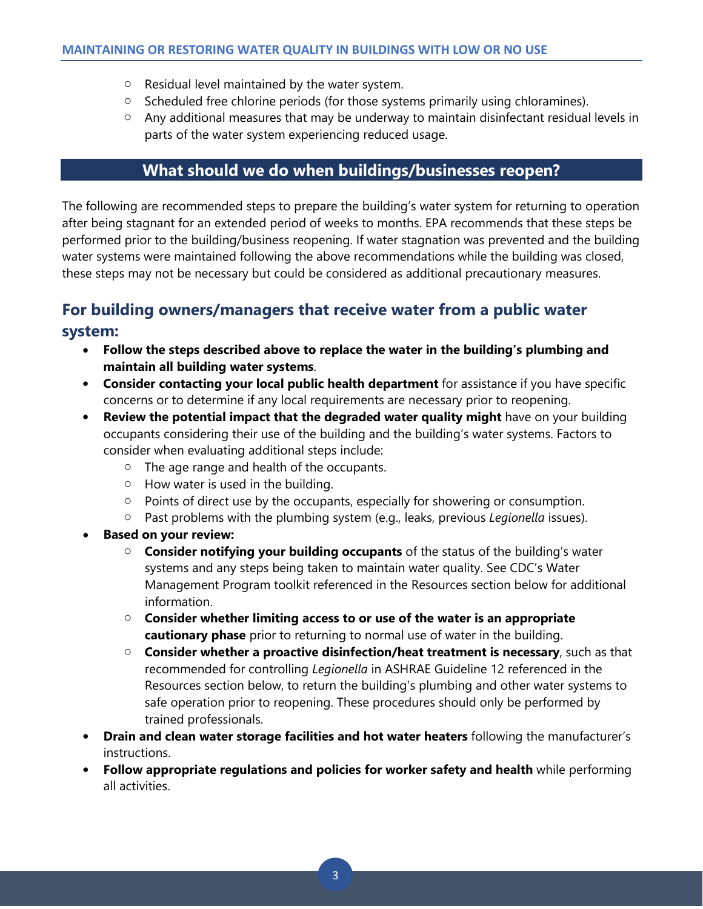- Residual level maintained by the water system.
- Scheduled free chlorine periods (for those systems primarily using chloramines).
- Any additional measures that may be underway to maintain disinfectant residual levels in parts of the water system experiencing reduced usage.

## What should we do when buildings/businesses reopen?

The following are recommended steps to prepare the building's water system for returning to operation after being stagnant for an extended period of weeks to months. EPA recommends that these steps be performed prior to the building/business reopening. If water stagnation was prevented and the building water systems were maintained following the above recommendations while the building was closed, these steps may not be necessary but could be considered as additional precautionary measures.

### For building owners/managers that receive water from a public water system:

- **Follow the steps described above to replace the water in the building's plumbing and maintain all building water systems**.
- **Consider contacting your local public health department** for assistance if you have specific concerns or to determine if any local requirements are necessary prior to reopening.
- **Review the potential impact that the degraded water quality might** have on your building occupants considering their use of the building and the building's water systems. Factors to consider when evaluating additional steps include:
  - The age range and health of the occupants.
  - How water is used in the building.
  - Points of direct use by the occupants, especially for showering or consumption.
  - Past problems with the plumbing system (e.g., leaks, previous *Legionella* issues).
- **Based on your review:**
  - **Consider notifying your building occupants** of the status of the building's water systems and any steps being taken to maintain water quality. See CDC's Water Management Program toolkit referenced in the Resources section below for additional information.
  - **Consider whether limiting access to or use of the water is an appropriate cautionary phase** prior to returning to normal use of water in the building.
  - **Consider whether a proactive disinfection/heat treatment is necessary**, such as that recommended for controlling *Legionella* in ASHRAE Guideline 12 referenced in the Resources section below, to return the building's plumbing and other water systems to safe operation prior to reopening. These procedures should only be performed by trained professionals.
- **Drain and clean water storage facilities and hot water heaters** following the manufacturer's instructions.
- **Follow appropriate regulations and policies for worker safety and health** while performing all activities.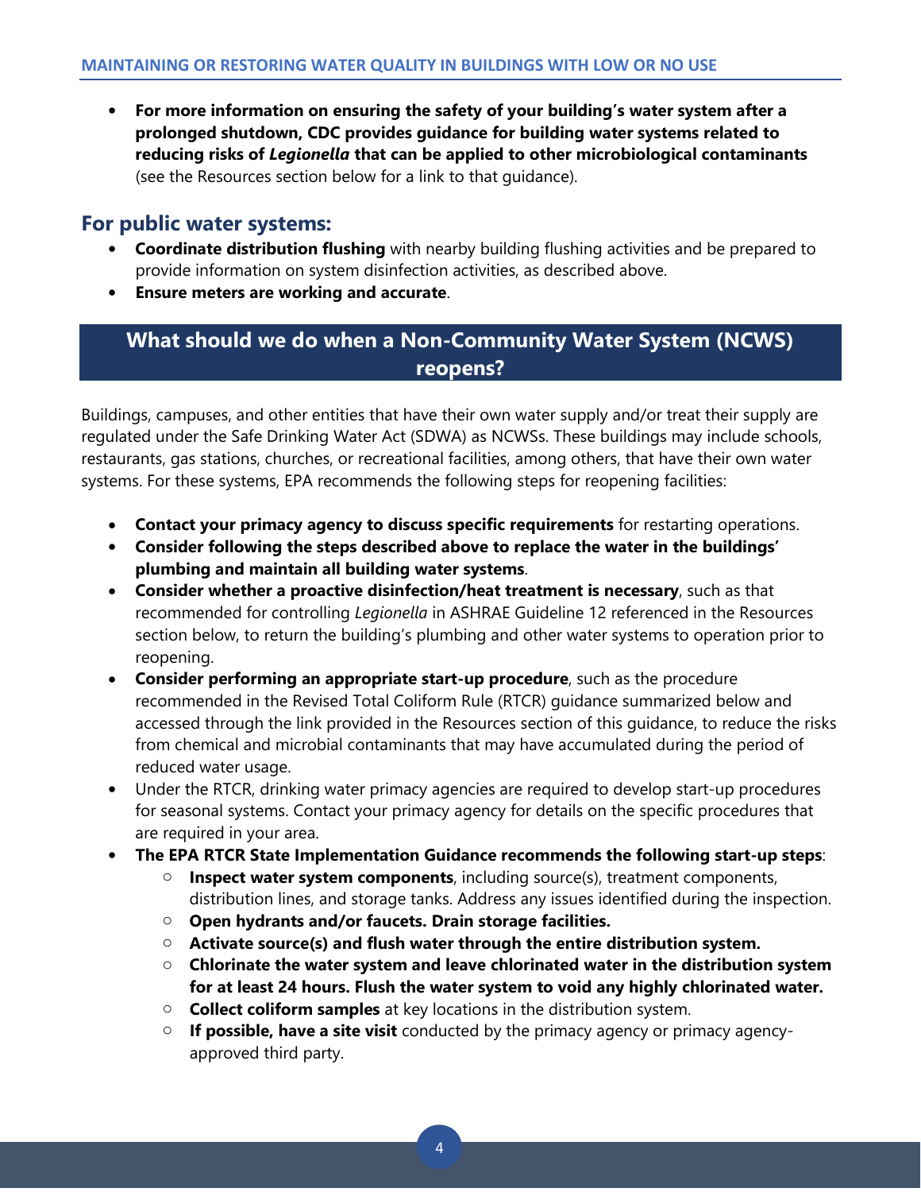- **For more information on ensuring the safety of your building's water system after a prolonged shutdown, CDC provides guidance for building water systems related to reducing risks of *Legionella* that can be applied to other microbiological contaminants** (see the Resources section below for a link to that guidance).

### For public water systems:

- **Coordinate distribution flushing** with nearby building flushing activities and be prepared to provide information on system disinfection activities, as described above.
- **Ensure meters are working and accurate**.

## What should we do when a Non-Community Water System (NCWS) reopens?

Buildings, campuses, and other entities that have their own water supply and/or treat their supply are regulated under the Safe Drinking Water Act (SDWA) as NCWSs. These buildings may include schools, restaurants, gas stations, churches, or recreational facilities, among others, that have their own water systems. For these systems, EPA recommends the following steps for reopening facilities:

- **Contact your primacy agency to discuss specific requirements** for restarting operations.
- **Consider following the steps described above to replace the water in the buildings' plumbing and maintain all building water systems**.
- **Consider whether a proactive disinfection/heat treatment is necessary**, such as that recommended for controlling *Legionella* in ASHRAE Guideline 12 referenced in the Resources section below, to return the building's plumbing and other water systems to operation prior to reopening.
- **Consider performing an appropriate start-up procedure**, such as the procedure recommended in the Revised Total Coliform Rule (RTCR) guidance summarized below and accessed through the link provided in the Resources section of this guidance, to reduce the risks from chemical and microbial contaminants that may have accumulated during the period of reduced water usage.
- Under the RTCR, drinking water primacy agencies are required to develop start-up procedures for seasonal systems. Contact your primacy agency for details on the specific procedures that are required in your area.
- **The EPA RTCR State Implementation Guidance recommends the following start-up steps**:
  - **Inspect water system components**, including source(s), treatment components, distribution lines, and storage tanks. Address any issues identified during the inspection.
  - **Open hydrants and/or faucets. Drain storage facilities.**
  - **Activate source(s) and flush water through the entire distribution system.**
  - **Chlorinate the water system and leave chlorinated water in the distribution system for at least 24 hours. Flush the water system to void any highly chlorinated water.**
  - **Collect coliform samples** at key locations in the distribution system.
  - **If possible, have a site visit** conducted by the primacy agency or primacy agency-approved third party.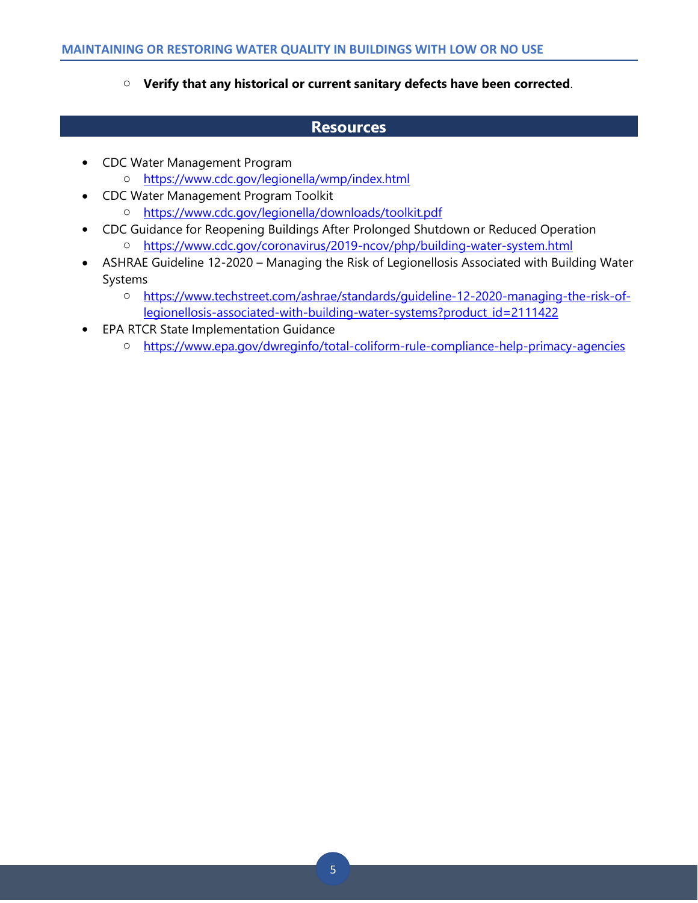- Verify that any historical or current sanitary defects have been corrected.

## Resources

- CDC Water Management Program
  - https://www.cdc.gov/legionella/wmp/index.html
- CDC Water Management Program Toolkit
  - https://www.cdc.gov/legionella/downloads/toolkit.pdf
- CDC Guidance for Reopening Buildings After Prolonged Shutdown or Reduced Operation
  - https://www.cdc.gov/coronavirus/2019-ncov/php/building-water-system.html
- ASHRAE Guideline 12-2020 – Managing the Risk of Legionellosis Associated with Building Water Systems
  - https://www.techstreet.com/ashrae/standards/guideline-12-2020-managing-the-risk-of-legionellosis-associated-with-building-water-systems?product_id=2111422
- EPA RTCR State Implementation Guidance
  - https://www.epa.gov/dwreginfo/total-coliform-rule-compliance-help-primacy-agencies